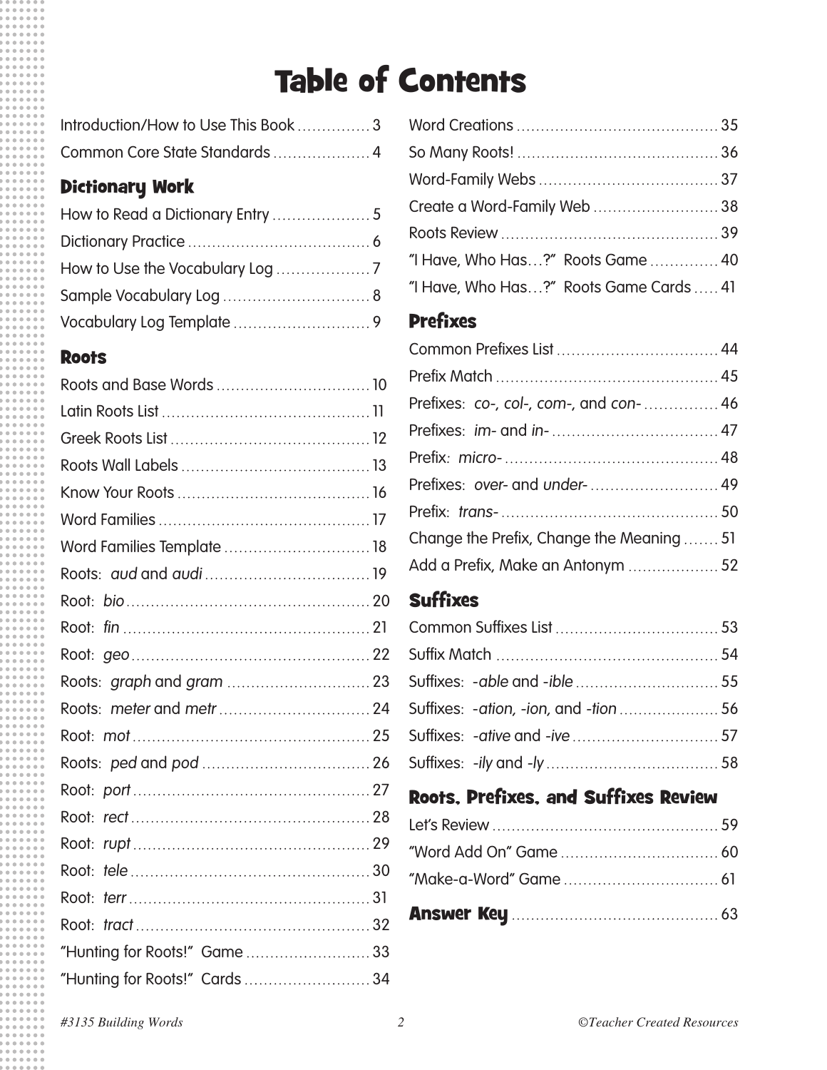# Table of Contents

Introduction/How to Use This Book ............... 3

Common Core State Standards .................... 4

## Dictionary Work

How to Read a Dictionary Entry .................... 5

Dictionary Practice ...................................... 6

How to Use the Vocabulary Log ................... 7

Sample Vocabulary Log .............................. 8

Vocabulary Log Template ............................ 9

## Roots

Roots and Base Words ................................ 10

Latin Roots List ........................................... 11

Greek Roots List ......................................... 12

Roots Wall Labels ....................................... 13

Know Your Roots ........................................ 16

Word Families ............................................ 17

Word Families Template .............................. 18

Roots: *aud* and *audi* .................................. 19

Root: *bio* .................................................. 20

Root: *fin* ................................................... 21

Root: *geo* .................................................. 22

Roots: *graph* and *gram* ............................. 23

Roots: *meter* and *metr* ............................... 24

Root: *mot* ................................................. 25

Roots: *ped* and *pod* .................................. 26

Root: *port* ................................................. 27

Root: *rect* ................................................. 28

Root: *rupt* ................................................. 29

Root: *tele* ................................................. 30

Root: *terr* .................................................. 31

Root: *tract* ................................................ 32

"Hunting for Roots!" Game .......................... 33

"Hunting for Roots!" Cards .......................... 34

Word Creations .......................................... 35

So Many Roots! .......................................... 36

Word-Family Webs ..................................... 37

Create a Word-Family Web .......................... 38

Roots Review ............................................. 39

"I Have, Who Has…?" Roots Game ............. 40

"I Have, Who Has…?" Roots Game Cards ..... 41

## Prefixes

Common Prefixes List ................................. 44

Prefix Match .............................................. 45

Prefixes: *co-*, *col-*, *com-*, and *con-* ............... 46

Prefixes: *im-* and *in-* .................................. 47

Prefix: *micro-* ............................................ 48

Prefixes: *over-* and *under-* .......................... 49

Prefix: *trans-* ............................................. 50

Change the Prefix, Change the Meaning ....... 51

Add a Prefix, Make an Antonym .................. 52

## Suffixes

Common Suffixes List ................................. 53

Suffix Match ............................................. 54

Suffixes: *-able* and *-ible* ............................. 55

Suffixes: *-ation*, *-ion*, and *-tion* ..................... 56

Suffixes: *-ative* and *-ive* ............................. 57

Suffixes: *-ily* and *-ly* ................................... 58

## Roots, Prefixes, and Suffixes Review

Let's Review ............................................... 59

"Word Add On" Game ................................ 60

"Make-a-Word" Game ................................ 61

## Answer Key .......................................... 63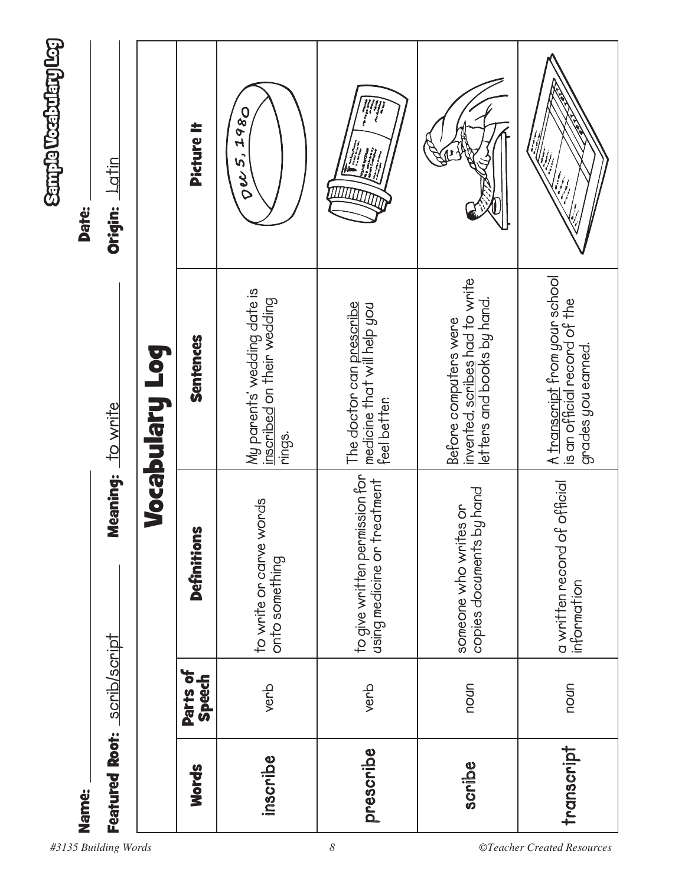## Sample Vocabulary Log

**Name:** ______________________ **Date:** ______________________

**Featured Root:** scrib/script **Meaning:** to write **Origin:** Latin

# Vocabulary Log

| Words | Parts of Speech | Definitions | Sentences | Picture It |
|---|---|---|---|---|
| inscribe | verb | to write or carve words onto something | My parents' wedding date is inscribed on their wedding rings. | |
| prescribe | verb | to give written permission for using medicine or treatment | The doctor can prescribe medicine that will help you feel better. | |
| scribe | noun | someone who writes or copies documents by hand | Before computers were invented, scribes had to write letters and books by hand. | |
| transcript | noun | a written record of official information | A transcript from your school is an official record of the grades you earned. | |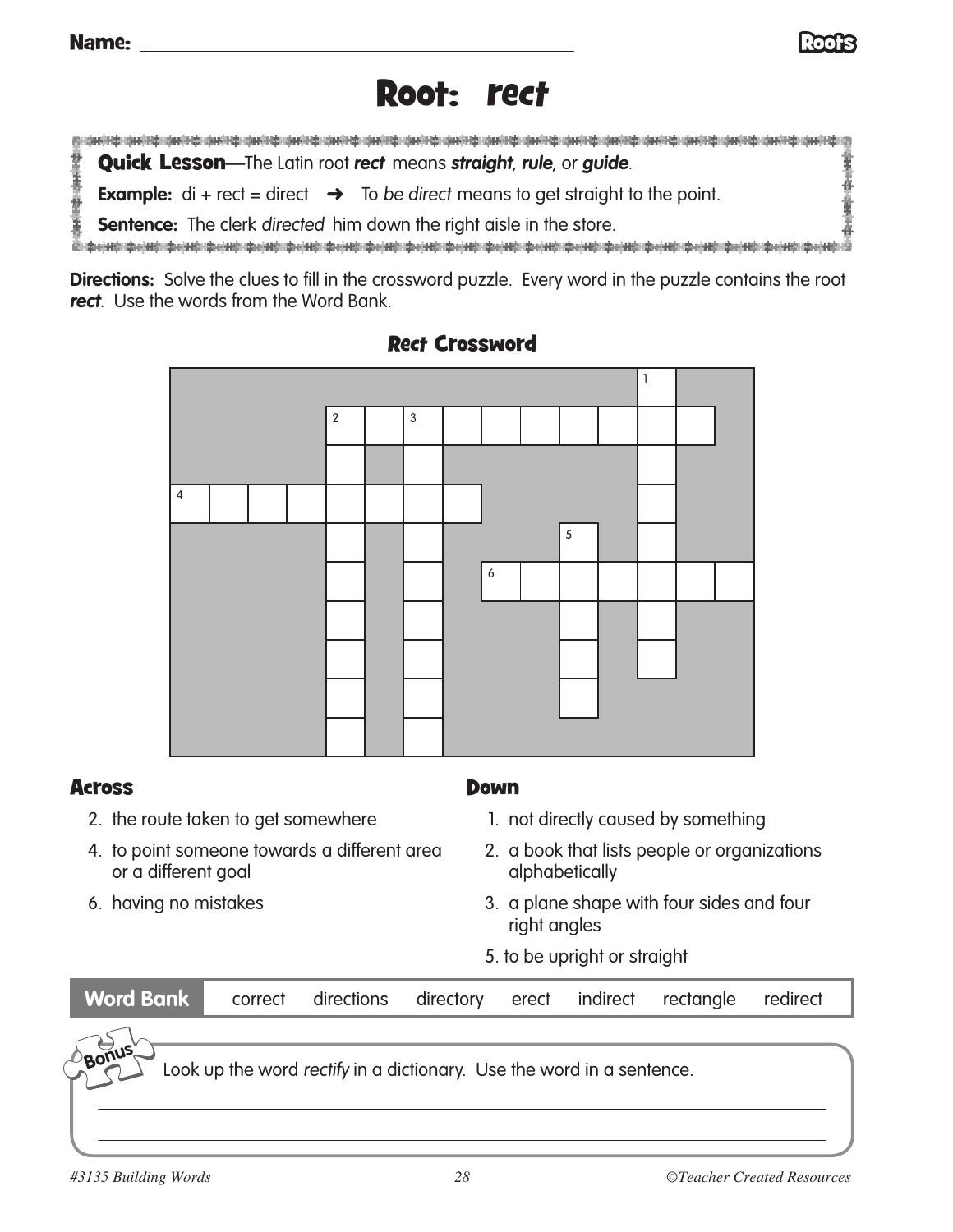Name: ___________________________________

# Root: *rect*

**Quick Lesson**—The Latin root ***rect*** means ***straight, rule,*** or ***guide***.

**Example:** di + rect = direct ➜ To *be direct* means to get straight to the point.

**Sentence:** The clerk *directed* him down the right aisle in the store.

**Directions:** Solve the clues to fill in the crossword puzzle. Every word in the puzzle contains the root ***rect***. Use the words from the Word Bank.

## *Rect* Crossword

### Across

2. the route taken to get somewhere
4. to point someone towards a different area or a different goal
6. having no mistakes

### Down

1. not directly caused by something
2. a book that lists people or organizations alphabetically
3. a plane shape with four sides and four right angles
5. to be upright or straight

| Word Bank | correct | directions | directory | erect | indirect | rectangle | redirect |
|---|---|---|---|---|---|---|---|

**Bonus** Look up the word *rectify* in a dictionary. Use the word in a sentence.

_______________________________________________________________

_______________________________________________________________

#3135 Building Words ©Teacher Created Resources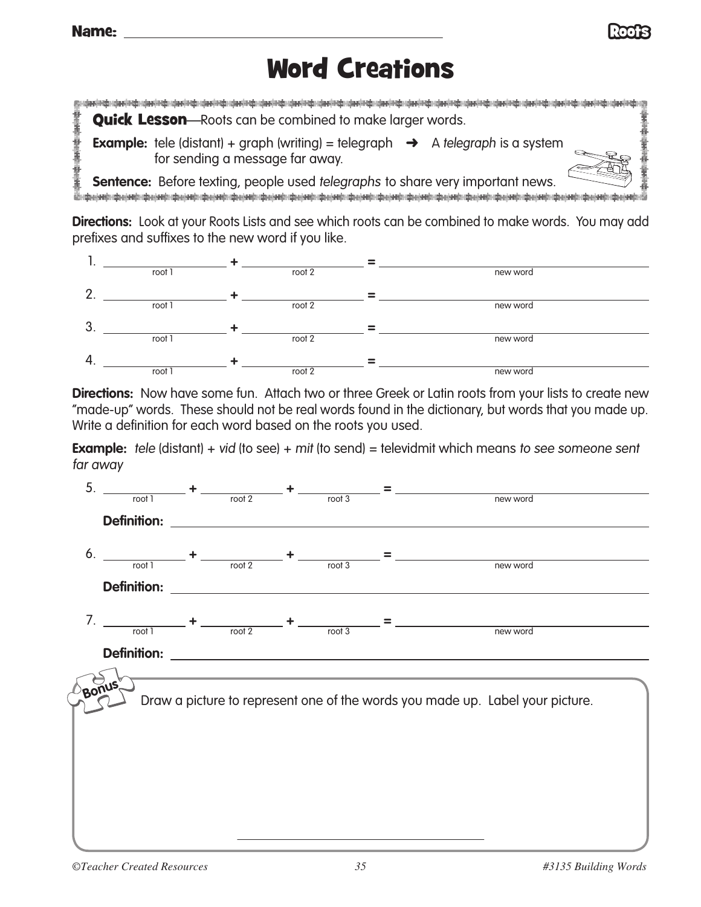Name: ______________________________

# Word Creations

**Quick Lesson**—Roots can be combined to make larger words.

**Example:** tele (distant) + graph (writing) = telegraph ➜ A *telegraph* is a system for sending a message far away.

**Sentence:** Before texting, people used *telegraphs* to share very important news.

**Directions:** Look at your Roots Lists and see which roots can be combined to make words. You may add prefixes and suffixes to the new word if you like.

1. ______________ + ______________ = ______________________________
   (root 1) + (root 2) = (new word)

2. ______________ + ______________ = ______________________________
   (root 1) + (root 2) = (new word)

3. ______________ + ______________ = ______________________________
   (root 1) + (root 2) = (new word)

4. ______________ + ______________ = ______________________________
   (root 1) + (root 2) = (new word)

**Directions:** Now have some fun. Attach two or three Greek or Latin roots from your lists to create new "made-up" words. These should not be real words found in the dictionary, but words that you made up. Write a definition for each word based on the roots you used.

**Example:** *tele* (distant) + *vid* (to see) + *mit* (to send) = televidmit which means *to see someone sent far away*

5. __________ + __________ + __________ = ______________________________
   (root 1) + (root 2) + (root 3) = (new word)

   **Definition:** ______________________________________________

6. __________ + __________ + __________ = ______________________________
   (root 1) + (root 2) + (root 3) = (new word)

   **Definition:** ______________________________________________

7. __________ + __________ + __________ = ______________________________
   (root 1) + (root 2) + (root 3) = (new word)

   **Definition:** ______________________________________________

**Bonus**

Draw a picture to represent one of the words you made up. Label your picture.

______________________________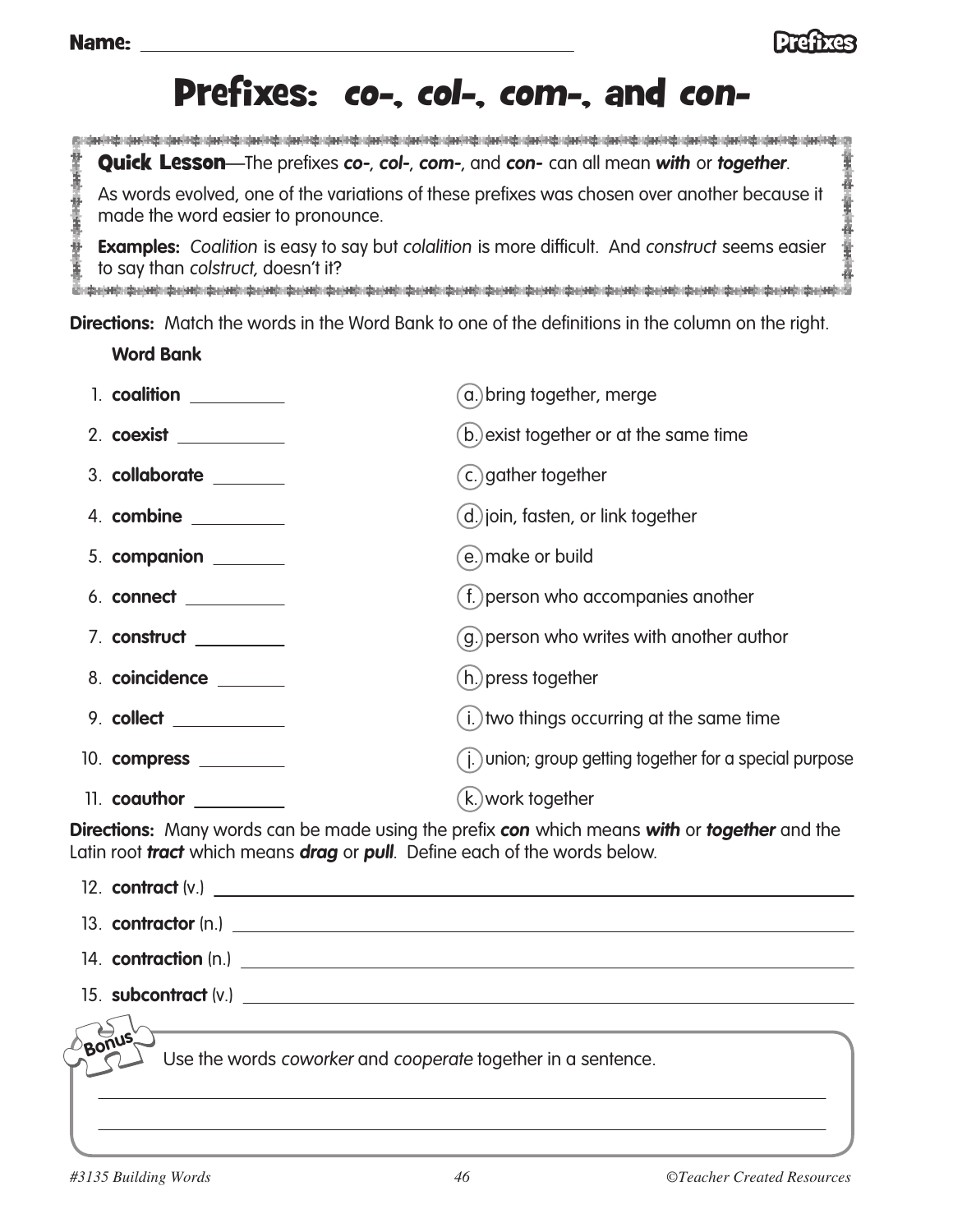Name: ____________________________________________

# Prefixes: *co-*, *col-*, *com-*, and *con-*

**Quick Lesson**—The prefixes ***co-***, ***col-***, ***com-***, and ***con-*** can all mean ***with*** or ***together***.

As words evolved, one of the variations of these prefixes was chosen over another because it made the word easier to pronounce.

**Examples:** *Coalition* is easy to say but *colalition* is more difficult. And *construct* seems easier to say than *colstruct,* doesn't it?

**Directions:** Match the words in the Word Bank to one of the definitions in the column on the right.

**Word Bank**

| | |
|---|---|
| 1. **coalition** __________ | a. bring together, merge |
| 2. **coexist** __________ | b. exist together or at the same time |
| 3. **collaborate** __________ | c. gather together |
| 4. **combine** __________ | d. join, fasten, or link together |
| 5. **companion** __________ | e. make or build |
| 6. **connect** __________ | f. person who accompanies another |
| 7. **construct** __________ | g. person who writes with another author |
| 8. **coincidence** __________ | h. press together |
| 9. **collect** __________ | i. two things occurring at the same time |
| 10. **compress** __________ | j. union; group getting together for a special purpose |
| 11. **coauthor** __________ | k. work together |

**Directions:** Many words can be made using the prefix ***con*** which means ***with*** or ***together*** and the Latin root ***tract*** which means ***drag*** or ***pull***. Define each of the words below.

12. **contract** (v.) ______________________________________________

13. **contractor** (n.) ______________________________________________

14. **contraction** (n.) ______________________________________________

15. **subcontract** (v.) ______________________________________________

**Bonus**

Use the words *coworker* and *cooperate* together in a sentence.

______________________________________________

______________________________________________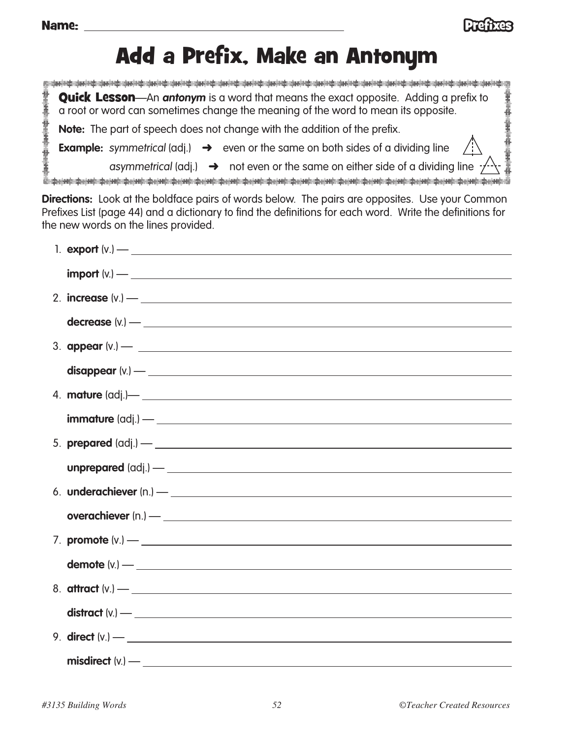Name: ____________________

# Add a Prefix, Make an Antonym

**Quick Lesson**—An ***antonym*** is a word that means the exact opposite. Adding a prefix to a root or word can sometimes change the meaning of the word to mean its opposite.

**Note:** The part of speech does not change with the addition of the prefix.

**Example:** *symmetrical* (adj.) ➜ even or the same on both sides of a dividing line

*asymmetrical* (adj.) ➜ not even or the same on either side of a dividing line

**Directions:** Look at the boldface pairs of words below. The pairs are opposites. Use your Common Prefixes List (page 44) and a dictionary to find the definitions for each word. Write the definitions for the new words on the lines provided.

1. **export** (v.) — ____________________

   **import** (v.) — ____________________

2. **increase** (v.) — ____________________

   **decrease** (v.) — ____________________

3. **appear** (v.) — ____________________

   **disappear** (v.) — ____________________

4. **mature** (adj.)— ____________________

   **immature** (adj.) — ____________________

5. **prepared** (adj.) — ____________________

   **unprepared** (adj.) — ____________________

6. **underachiever** (n.) — ____________________

   **overachiever** (n.) — ____________________

7. **promote** (v.) — ____________________

   **demote** (v.) — ____________________

8. **attract** (v.) — ____________________

   **distract** (v.) — ____________________

9. **direct** (v.) — ____________________

   **misdirect** (v.) — ____________________